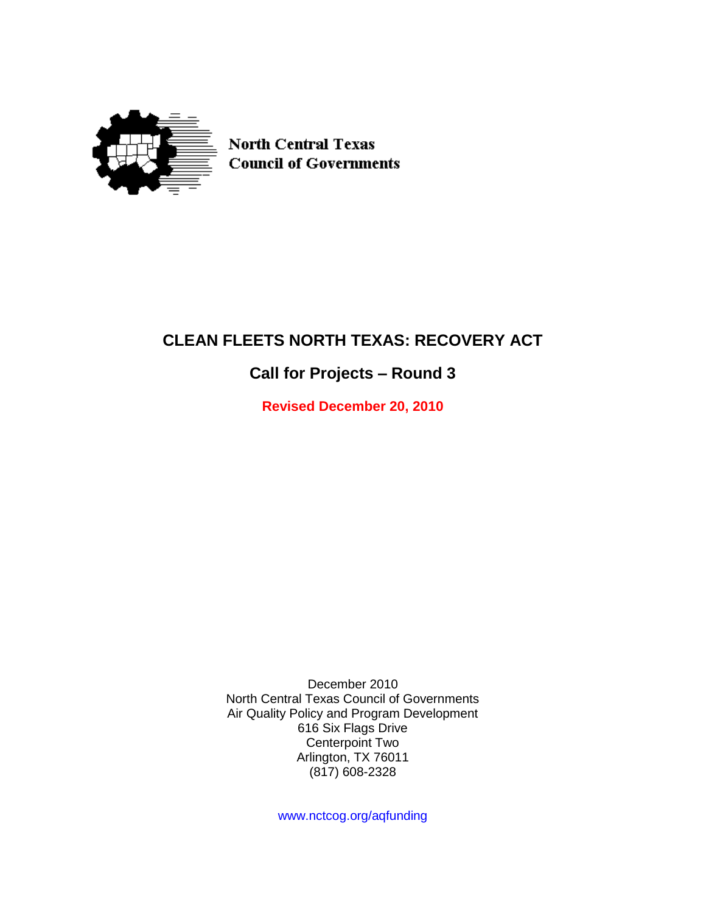North Central Texas
Council of Governments

# CLEAN FLEETS NORTH TEXAS: RECOVERY ACT

## Call for Projects – Round 3

**Revised December 20, 2010**

December 2010
North Central Texas Council of Governments
Air Quality Policy and Program Development
616 Six Flags Drive
Centerpoint Two
Arlington, TX 76011
(817) 608-2328

www.nctcog.org/aqfunding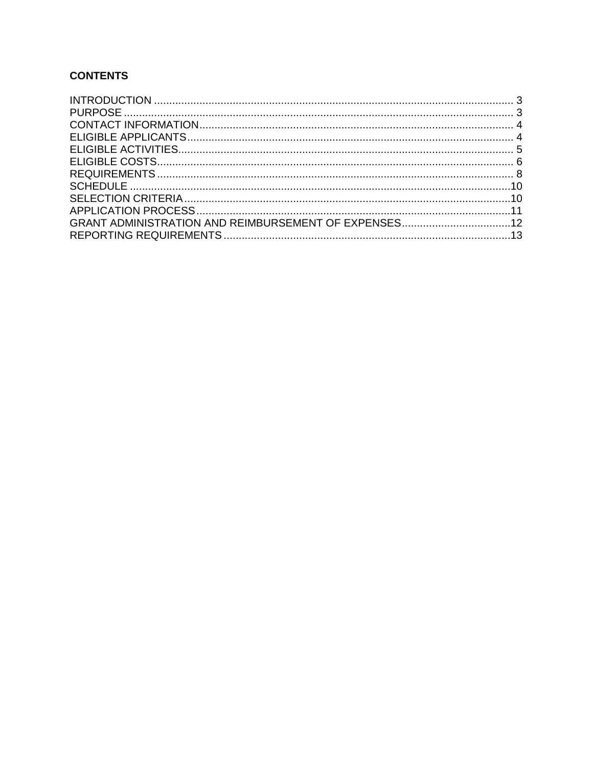**CONTENTS**

INTRODUCTION ........................................................................................................................ 3
PURPOSE ................................................................................................................................ 3
CONTACT INFORMATION........................................................................................................ 4
ELIGIBLE APPLICANTS........................................................................................................... 4
ELIGIBLE ACTIVITIES.............................................................................................................. 5
ELIGIBLE COSTS...................................................................................................................... 6
REQUIREMENTS ...................................................................................................................... 8
SCHEDULE .............................................................................................................................10
SELECTION CRITERIA............................................................................................................10
APPLICATION PROCESS........................................................................................................11
GRANT ADMINISTRATION AND REIMBURSEMENT OF EXPENSES....................................12
REPORTING REQUIREMENTS ..............................................................................................13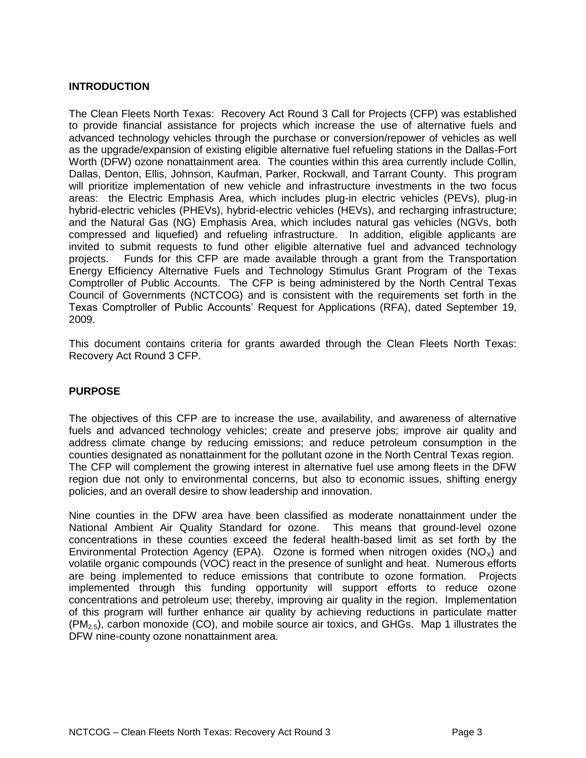## INTRODUCTION

The Clean Fleets North Texas: Recovery Act Round 3 Call for Projects (CFP) was established to provide financial assistance for projects which increase the use of alternative fuels and advanced technology vehicles through the purchase or conversion/repower of vehicles as well as the upgrade/expansion of existing eligible alternative fuel refueling stations in the Dallas-Fort Worth (DFW) ozone nonattainment area. The counties within this area currently include Collin, Dallas, Denton, Ellis, Johnson, Kaufman, Parker, Rockwall, and Tarrant County. This program will prioritize implementation of new vehicle and infrastructure investments in the two focus areas: the Electric Emphasis Area, which includes plug-in electric vehicles (PEVs), plug-in hybrid-electric vehicles (PHEVs), hybrid-electric vehicles (HEVs), and recharging infrastructure; and the Natural Gas (NG) Emphasis Area, which includes natural gas vehicles (NGVs, both compressed and liquefied) and refueling infrastructure. In addition, eligible applicants are invited to submit requests to fund other eligible alternative fuel and advanced technology projects. Funds for this CFP are made available through a grant from the Transportation Energy Efficiency Alternative Fuels and Technology Stimulus Grant Program of the Texas Comptroller of Public Accounts. The CFP is being administered by the North Central Texas Council of Governments (NCTCOG) and is consistent with the requirements set forth in the Texas Comptroller of Public Accounts' Request for Applications (RFA), dated September 19, 2009.

This document contains criteria for grants awarded through the Clean Fleets North Texas: Recovery Act Round 3 CFP.

## PURPOSE

The objectives of this CFP are to increase the use, availability, and awareness of alternative fuels and advanced technology vehicles; create and preserve jobs; improve air quality and address climate change by reducing emissions; and reduce petroleum consumption in the counties designated as nonattainment for the pollutant ozone in the North Central Texas region. The CFP will complement the growing interest in alternative fuel use among fleets in the DFW region due not only to environmental concerns, but also to economic issues, shifting energy policies, and an overall desire to show leadership and innovation.

Nine counties in the DFW area have been classified as moderate nonattainment under the National Ambient Air Quality Standard for ozone. This means that ground-level ozone concentrations in these counties exceed the federal health-based limit as set forth by the Environmental Protection Agency (EPA). Ozone is formed when nitrogen oxides ($NO_X$) and volatile organic compounds (VOC) react in the presence of sunlight and heat. Numerous efforts are being implemented to reduce emissions that contribute to ozone formation. Projects implemented through this funding opportunity will support efforts to reduce ozone concentrations and petroleum use; thereby, improving air quality in the region. Implementation of this program will further enhance air quality by achieving reductions in particulate matter ($PM_{2.5}$), carbon monoxide (CO), and mobile source air toxics, and GHGs. Map 1 illustrates the DFW nine-county ozone nonattainment area.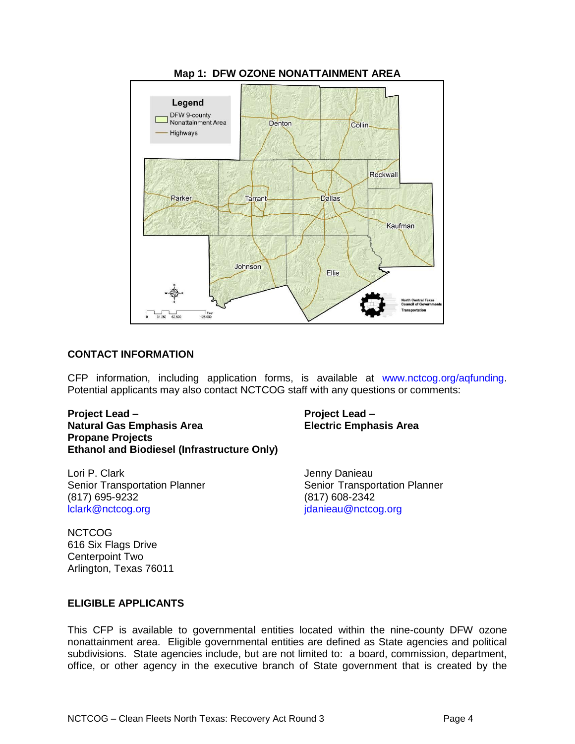**Map 1: DFW OZONE NONATTAINMENT AREA**

## CONTACT INFORMATION

CFP information, including application forms, is available at www.nctcog.org/aqfunding. Potential applicants may also contact NCTCOG staff with any questions or comments:

**Project Lead –**
**Natural Gas Emphasis Area**
**Propane Projects**
**Ethanol and Biodiesel (Infrastructure Only)**

Lori P. Clark
Senior Transportation Planner
(817) 695-9232
lclark@nctcog.org

**Project Lead –**
**Electric Emphasis Area**

Jenny Danieau
Senior Transportation Planner
(817) 608-2342
jdanieau@nctcog.org

NCTCOG
616 Six Flags Drive
Centerpoint Two
Arlington, Texas 76011

## ELIGIBLE APPLICANTS

This CFP is available to governmental entities located within the nine-county DFW ozone nonattainment area. Eligible governmental entities are defined as State agencies and political subdivisions. State agencies include, but are not limited to: a board, commission, department, office, or other agency in the executive branch of State government that is created by the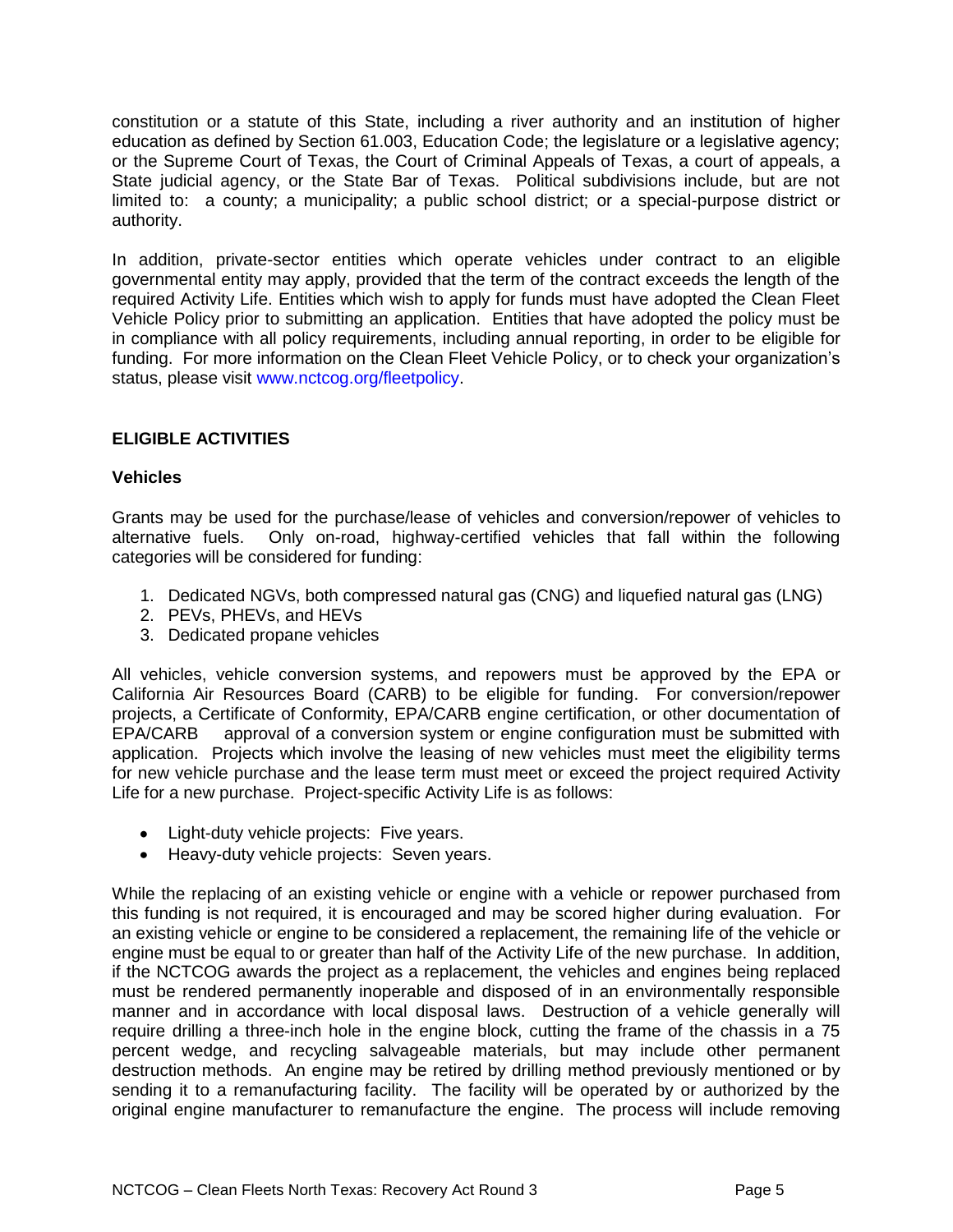constitution or a statute of this State, including a river authority and an institution of higher education as defined by Section 61.003, Education Code; the legislature or a legislative agency; or the Supreme Court of Texas, the Court of Criminal Appeals of Texas, a court of appeals, a State judicial agency, or the State Bar of Texas. Political subdivisions include, but are not limited to: a county; a municipality; a public school district; or a special-purpose district or authority.

In addition, private-sector entities which operate vehicles under contract to an eligible governmental entity may apply, provided that the term of the contract exceeds the length of the required Activity Life. Entities which wish to apply for funds must have adopted the Clean Fleet Vehicle Policy prior to submitting an application. Entities that have adopted the policy must be in compliance with all policy requirements, including annual reporting, in order to be eligible for funding. For more information on the Clean Fleet Vehicle Policy, or to check your organization's status, please visit www.nctcog.org/fleetpolicy.

## ELIGIBLE ACTIVITIES

### Vehicles

Grants may be used for the purchase/lease of vehicles and conversion/repower of vehicles to alternative fuels. Only on-road, highway-certified vehicles that fall within the following categories will be considered for funding:

1. Dedicated NGVs, both compressed natural gas (CNG) and liquefied natural gas (LNG)
2. PEVs, PHEVs, and HEVs
3. Dedicated propane vehicles

All vehicles, vehicle conversion systems, and repowers must be approved by the EPA or California Air Resources Board (CARB) to be eligible for funding. For conversion/repower projects, a Certificate of Conformity, EPA/CARB engine certification, or other documentation of EPA/CARB approval of a conversion system or engine configuration must be submitted with application. Projects which involve the leasing of new vehicles must meet the eligibility terms for new vehicle purchase and the lease term must meet or exceed the project required Activity Life for a new purchase. Project-specific Activity Life is as follows:

- Light-duty vehicle projects: Five years.
- Heavy-duty vehicle projects: Seven years.

While the replacing of an existing vehicle or engine with a vehicle or repower purchased from this funding is not required, it is encouraged and may be scored higher during evaluation. For an existing vehicle or engine to be considered a replacement, the remaining life of the vehicle or engine must be equal to or greater than half of the Activity Life of the new purchase. In addition, if the NCTCOG awards the project as a replacement, the vehicles and engines being replaced must be rendered permanently inoperable and disposed of in an environmentally responsible manner and in accordance with local disposal laws. Destruction of a vehicle generally will require drilling a three-inch hole in the engine block, cutting the frame of the chassis in a 75 percent wedge, and recycling salvageable materials, but may include other permanent destruction methods. An engine may be retired by drilling method previously mentioned or by sending it to a remanufacturing facility. The facility will be operated by or authorized by the original engine manufacturer to remanufacture the engine. The process will include removing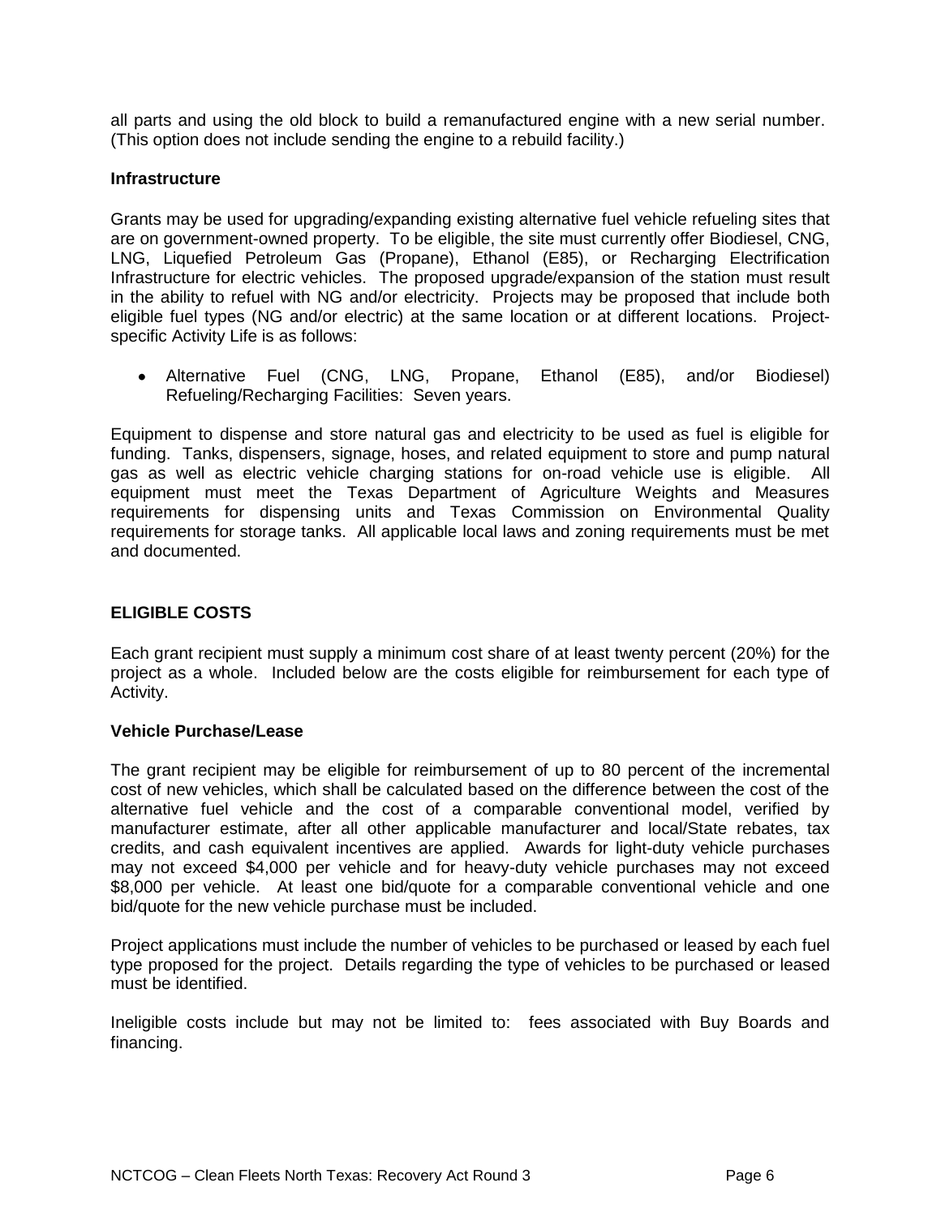all parts and using the old block to build a remanufactured engine with a new serial number. (This option does not include sending the engine to a rebuild facility.)

### Infrastructure

Grants may be used for upgrading/expanding existing alternative fuel vehicle refueling sites that are on government-owned property. To be eligible, the site must currently offer Biodiesel, CNG, LNG, Liquefied Petroleum Gas (Propane), Ethanol (E85), or Recharging Electrification Infrastructure for electric vehicles. The proposed upgrade/expansion of the station must result in the ability to refuel with NG and/or electricity. Projects may be proposed that include both eligible fuel types (NG and/or electric) at the same location or at different locations. Project-specific Activity Life is as follows:

- Alternative Fuel (CNG, LNG, Propane, Ethanol (E85), and/or Biodiesel) Refueling/Recharging Facilities: Seven years.

Equipment to dispense and store natural gas and electricity to be used as fuel is eligible for funding. Tanks, dispensers, signage, hoses, and related equipment to store and pump natural gas as well as electric vehicle charging stations for on-road vehicle use is eligible. All equipment must meet the Texas Department of Agriculture Weights and Measures requirements for dispensing units and Texas Commission on Environmental Quality requirements for storage tanks. All applicable local laws and zoning requirements must be met and documented.

## ELIGIBLE COSTS

Each grant recipient must supply a minimum cost share of at least twenty percent (20%) for the project as a whole. Included below are the costs eligible for reimbursement for each type of Activity.

### Vehicle Purchase/Lease

The grant recipient may be eligible for reimbursement of up to 80 percent of the incremental cost of new vehicles, which shall be calculated based on the difference between the cost of the alternative fuel vehicle and the cost of a comparable conventional model, verified by manufacturer estimate, after all other applicable manufacturer and local/State rebates, tax credits, and cash equivalent incentives are applied. Awards for light-duty vehicle purchases may not exceed $4,000 per vehicle and for heavy-duty vehicle purchases may not exceed $8,000 per vehicle. At least one bid/quote for a comparable conventional vehicle and one bid/quote for the new vehicle purchase must be included.

Project applications must include the number of vehicles to be purchased or leased by each fuel type proposed for the project. Details regarding the type of vehicles to be purchased or leased must be identified.

Ineligible costs include but may not be limited to: fees associated with Buy Boards and financing.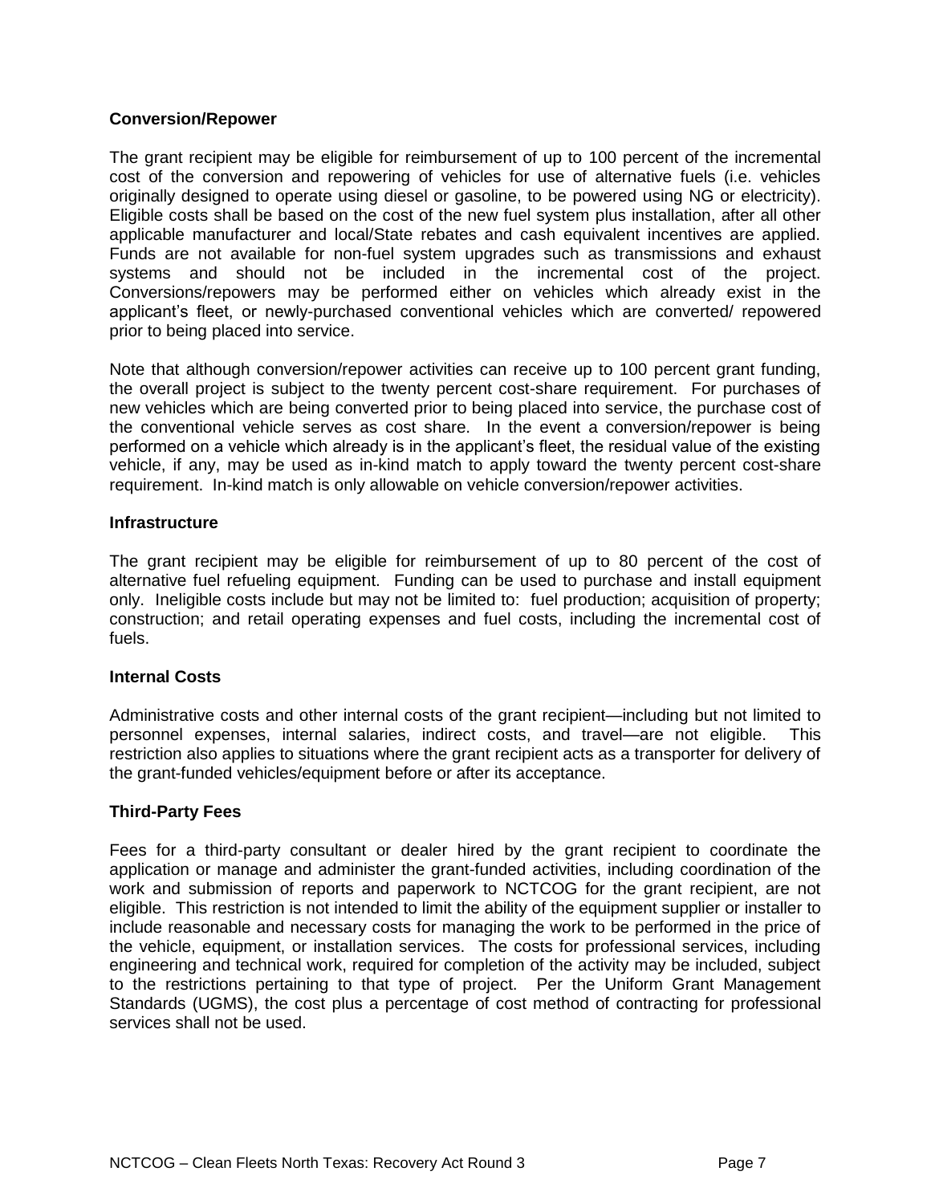**Conversion/Repower**

The grant recipient may be eligible for reimbursement of up to 100 percent of the incremental cost of the conversion and repowering of vehicles for use of alternative fuels (i.e. vehicles originally designed to operate using diesel or gasoline, to be powered using NG or electricity). Eligible costs shall be based on the cost of the new fuel system plus installation, after all other applicable manufacturer and local/State rebates and cash equivalent incentives are applied. Funds are not available for non-fuel system upgrades such as transmissions and exhaust systems and should not be included in the incremental cost of the project. Conversions/repowers may be performed either on vehicles which already exist in the applicant's fleet, or newly-purchased conventional vehicles which are converted/ repowered prior to being placed into service.

Note that although conversion/repower activities can receive up to 100 percent grant funding, the overall project is subject to the twenty percent cost-share requirement. For purchases of new vehicles which are being converted prior to being placed into service, the purchase cost of the conventional vehicle serves as cost share. In the event a conversion/repower is being performed on a vehicle which already is in the applicant's fleet, the residual value of the existing vehicle, if any, may be used as in-kind match to apply toward the twenty percent cost-share requirement. In-kind match is only allowable on vehicle conversion/repower activities.

**Infrastructure**

The grant recipient may be eligible for reimbursement of up to 80 percent of the cost of alternative fuel refueling equipment. Funding can be used to purchase and install equipment only. Ineligible costs include but may not be limited to: fuel production; acquisition of property; construction; and retail operating expenses and fuel costs, including the incremental cost of fuels.

**Internal Costs**

Administrative costs and other internal costs of the grant recipient—including but not limited to personnel expenses, internal salaries, indirect costs, and travel—are not eligible. This restriction also applies to situations where the grant recipient acts as a transporter for delivery of the grant-funded vehicles/equipment before or after its acceptance.

**Third-Party Fees**

Fees for a third-party consultant or dealer hired by the grant recipient to coordinate the application or manage and administer the grant-funded activities, including coordination of the work and submission of reports and paperwork to NCTCOG for the grant recipient, are not eligible. This restriction is not intended to limit the ability of the equipment supplier or installer to include reasonable and necessary costs for managing the work to be performed in the price of the vehicle, equipment, or installation services. The costs for professional services, including engineering and technical work, required for completion of the activity may be included, subject to the restrictions pertaining to that type of project. Per the Uniform Grant Management Standards (UGMS), the cost plus a percentage of cost method of contracting for professional services shall not be used.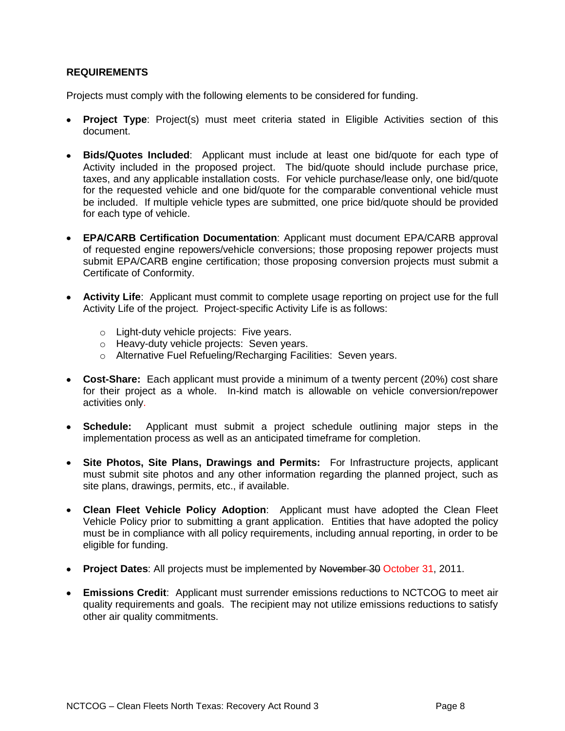## REQUIREMENTS

Projects must comply with the following elements to be considered for funding.

- **Project Type**: Project(s) must meet criteria stated in Eligible Activities section of this document.
- **Bids/Quotes Included**: Applicant must include at least one bid/quote for each type of Activity included in the proposed project. The bid/quote should include purchase price, taxes, and any applicable installation costs. For vehicle purchase/lease only, one bid/quote for the requested vehicle and one bid/quote for the comparable conventional vehicle must be included. If multiple vehicle types are submitted, one price bid/quote should be provided for each type of vehicle.
- **EPA/CARB Certification Documentation**: Applicant must document EPA/CARB approval of requested engine repowers/vehicle conversions; those proposing repower projects must submit EPA/CARB engine certification; those proposing conversion projects must submit a Certificate of Conformity.
- **Activity Life**: Applicant must commit to complete usage reporting on project use for the full Activity Life of the project. Project-specific Activity Life is as follows:
  - Light-duty vehicle projects: Five years.
  - Heavy-duty vehicle projects: Seven years.
  - Alternative Fuel Refueling/Recharging Facilities: Seven years.
- **Cost-Share:** Each applicant must provide a minimum of a twenty percent (20%) cost share for their project as a whole. In-kind match is allowable on vehicle conversion/repower activities only.
- **Schedule:** Applicant must submit a project schedule outlining major steps in the implementation process as well as an anticipated timeframe for completion.
- **Site Photos, Site Plans, Drawings and Permits:** For Infrastructure projects, applicant must submit site photos and any other information regarding the planned project, such as site plans, drawings, permits, etc., if available.
- **Clean Fleet Vehicle Policy Adoption**: Applicant must have adopted the Clean Fleet Vehicle Policy prior to submitting a grant application. Entities that have adopted the policy must be in compliance with all policy requirements, including annual reporting, in order to be eligible for funding.
- **Project Dates**: All projects must be implemented by ~~November 30~~ October 31, 2011.
- **Emissions Credit**: Applicant must surrender emissions reductions to NCTCOG to meet air quality requirements and goals. The recipient may not utilize emissions reductions to satisfy other air quality commitments.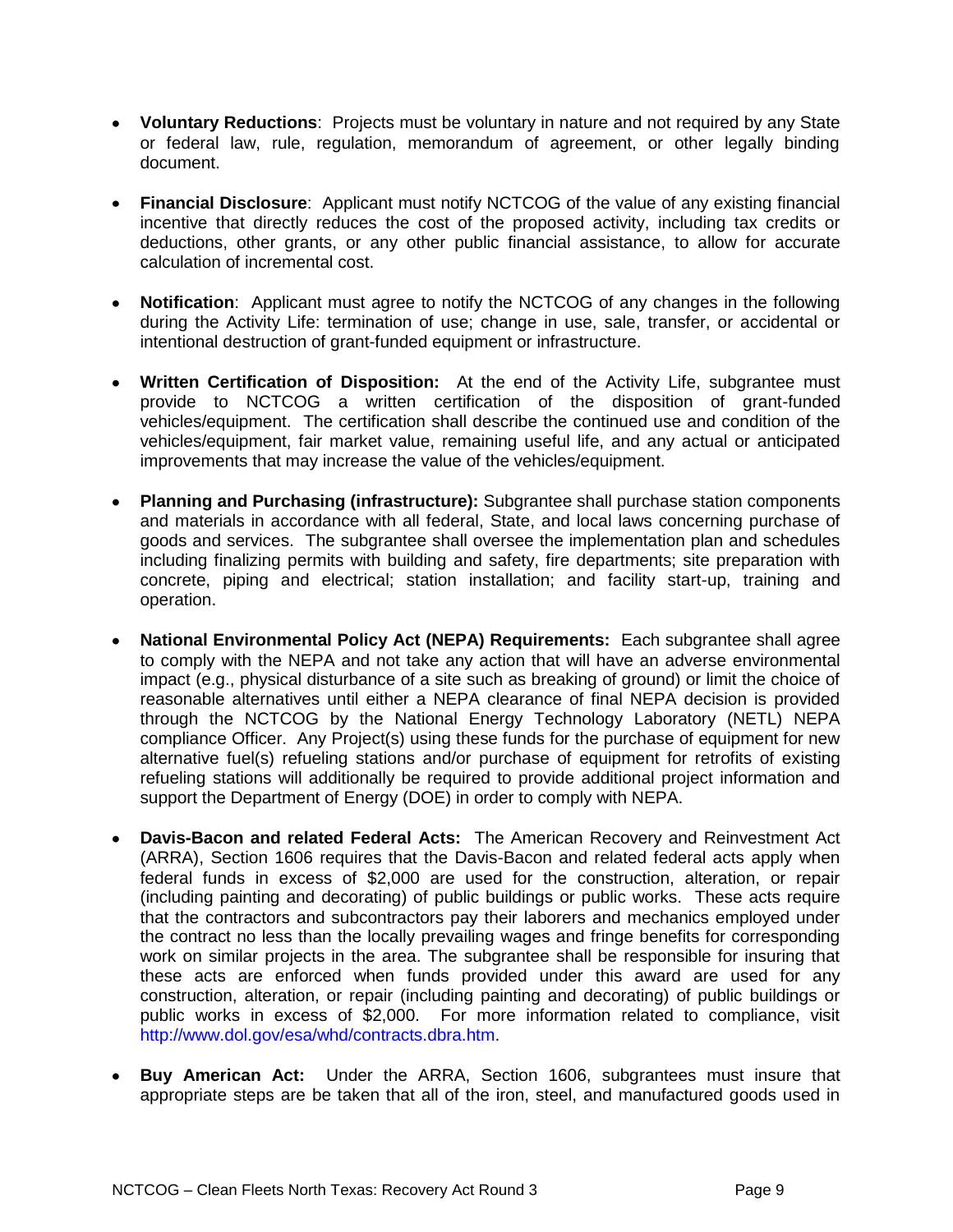- **Voluntary Reductions**: Projects must be voluntary in nature and not required by any State or federal law, rule, regulation, memorandum of agreement, or other legally binding document.

- **Financial Disclosure**: Applicant must notify NCTCOG of the value of any existing financial incentive that directly reduces the cost of the proposed activity, including tax credits or deductions, other grants, or any other public financial assistance, to allow for accurate calculation of incremental cost.

- **Notification**: Applicant must agree to notify the NCTCOG of any changes in the following during the Activity Life: termination of use; change in use, sale, transfer, or accidental or intentional destruction of grant-funded equipment or infrastructure.

- **Written Certification of Disposition:** At the end of the Activity Life, subgrantee must provide to NCTCOG a written certification of the disposition of grant-funded vehicles/equipment. The certification shall describe the continued use and condition of the vehicles/equipment, fair market value, remaining useful life, and any actual or anticipated improvements that may increase the value of the vehicles/equipment.

- **Planning and Purchasing (infrastructure):** Subgrantee shall purchase station components and materials in accordance with all federal, State, and local laws concerning purchase of goods and services. The subgrantee shall oversee the implementation plan and schedules including finalizing permits with building and safety, fire departments; site preparation with concrete, piping and electrical; station installation; and facility start-up, training and operation.

- **National Environmental Policy Act (NEPA) Requirements:** Each subgrantee shall agree to comply with the NEPA and not take any action that will have an adverse environmental impact (e.g., physical disturbance of a site such as breaking of ground) or limit the choice of reasonable alternatives until either a NEPA clearance of final NEPA decision is provided through the NCTCOG by the National Energy Technology Laboratory (NETL) NEPA compliance Officer. Any Project(s) using these funds for the purchase of equipment for new alternative fuel(s) refueling stations and/or purchase of equipment for retrofits of existing refueling stations will additionally be required to provide additional project information and support the Department of Energy (DOE) in order to comply with NEPA.

- **Davis-Bacon and related Federal Acts:** The American Recovery and Reinvestment Act (ARRA), Section 1606 requires that the Davis-Bacon and related federal acts apply when federal funds in excess of $2,000 are used for the construction, alteration, or repair (including painting and decorating) of public buildings or public works. These acts require that the contractors and subcontractors pay their laborers and mechanics employed under the contract no less than the locally prevailing wages and fringe benefits for corresponding work on similar projects in the area. The subgrantee shall be responsible for insuring that these acts are enforced when funds provided under this award are used for any construction, alteration, or repair (including painting and decorating) of public buildings or public works in excess of $2,000. For more information related to compliance, visit http://www.dol.gov/esa/whd/contracts.dbra.htm.

- **Buy American Act:** Under the ARRA, Section 1606, subgrantees must insure that appropriate steps are be taken that all of the iron, steel, and manufactured goods used in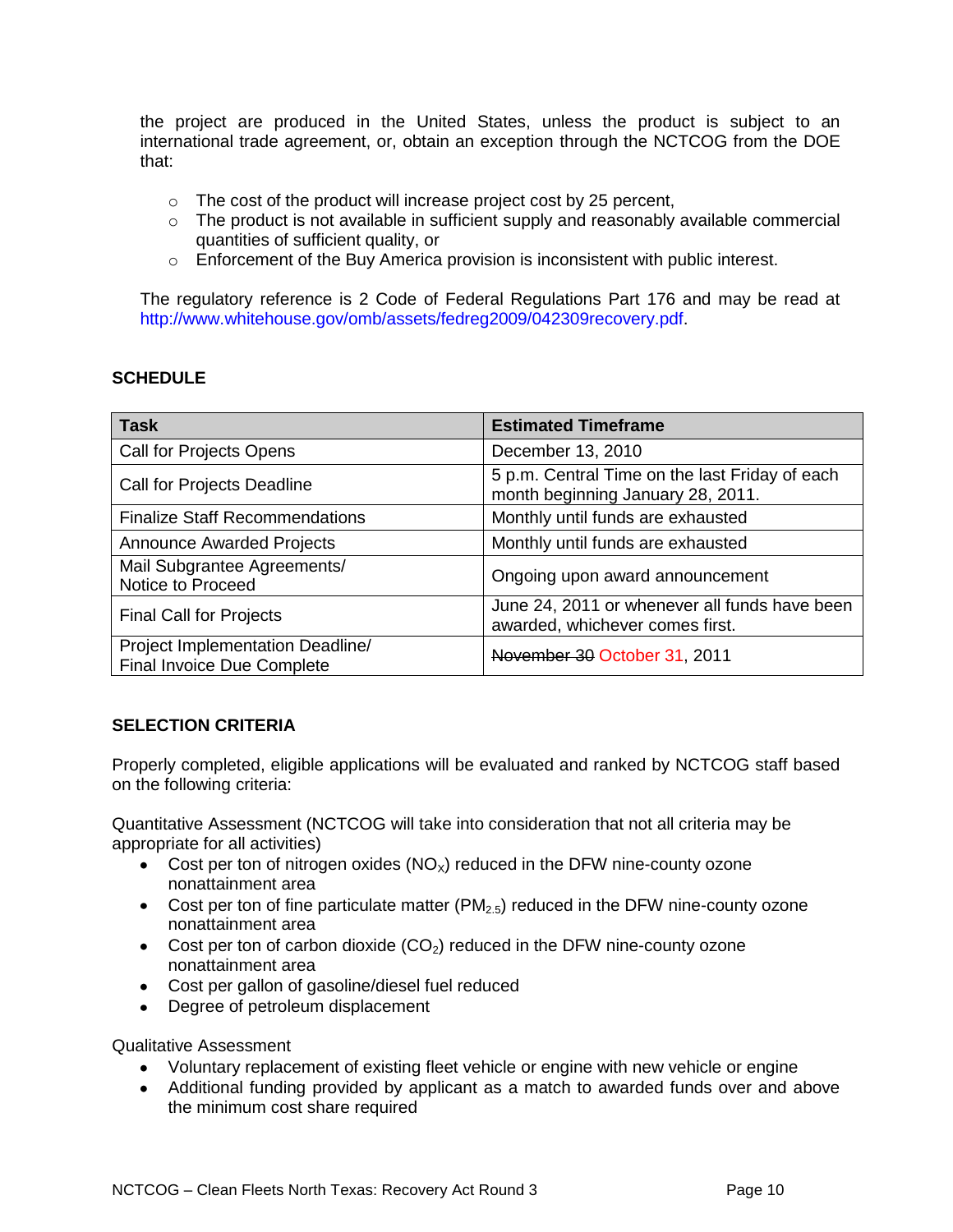the project are produced in the United States, unless the product is subject to an international trade agreement, or, obtain an exception through the NCTCOG from the DOE that:

- The cost of the product will increase project cost by 25 percent,
- The product is not available in sufficient supply and reasonably available commercial quantities of sufficient quality, or
- Enforcement of the Buy America provision is inconsistent with public interest.

The regulatory reference is 2 Code of Federal Regulations Part 176 and may be read at http://www.whitehouse.gov/omb/assets/fedreg2009/042309recovery.pdf.

## SCHEDULE

| Task | Estimated Timeframe |
|---|---|
| Call for Projects Opens | December 13, 2010 |
| Call for Projects Deadline | 5 p.m. Central Time on the last Friday of each month beginning January 28, 2011. |
| Finalize Staff Recommendations | Monthly until funds are exhausted |
| Announce Awarded Projects | Monthly until funds are exhausted |
| Mail Subgrantee Agreements/ Notice to Proceed | Ongoing upon award announcement |
| Final Call for Projects | June 24, 2011 or whenever all funds have been awarded, whichever comes first. |
| Project Implementation Deadline/ Final Invoice Due Complete | ~~November 30~~ October 31, 2011 |

## SELECTION CRITERIA

Properly completed, eligible applications will be evaluated and ranked by NCTCOG staff based on the following criteria:

Quantitative Assessment (NCTCOG will take into consideration that not all criteria may be appropriate for all activities)

- Cost per ton of nitrogen oxides ($NO_X$) reduced in the DFW nine-county ozone nonattainment area
- Cost per ton of fine particulate matter ($PM_{2.5}$) reduced in the DFW nine-county ozone nonattainment area
- Cost per ton of carbon dioxide ($CO_2$) reduced in the DFW nine-county ozone nonattainment area
- Cost per gallon of gasoline/diesel fuel reduced
- Degree of petroleum displacement

Qualitative Assessment

- Voluntary replacement of existing fleet vehicle or engine with new vehicle or engine
- Additional funding provided by applicant as a match to awarded funds over and above the minimum cost share required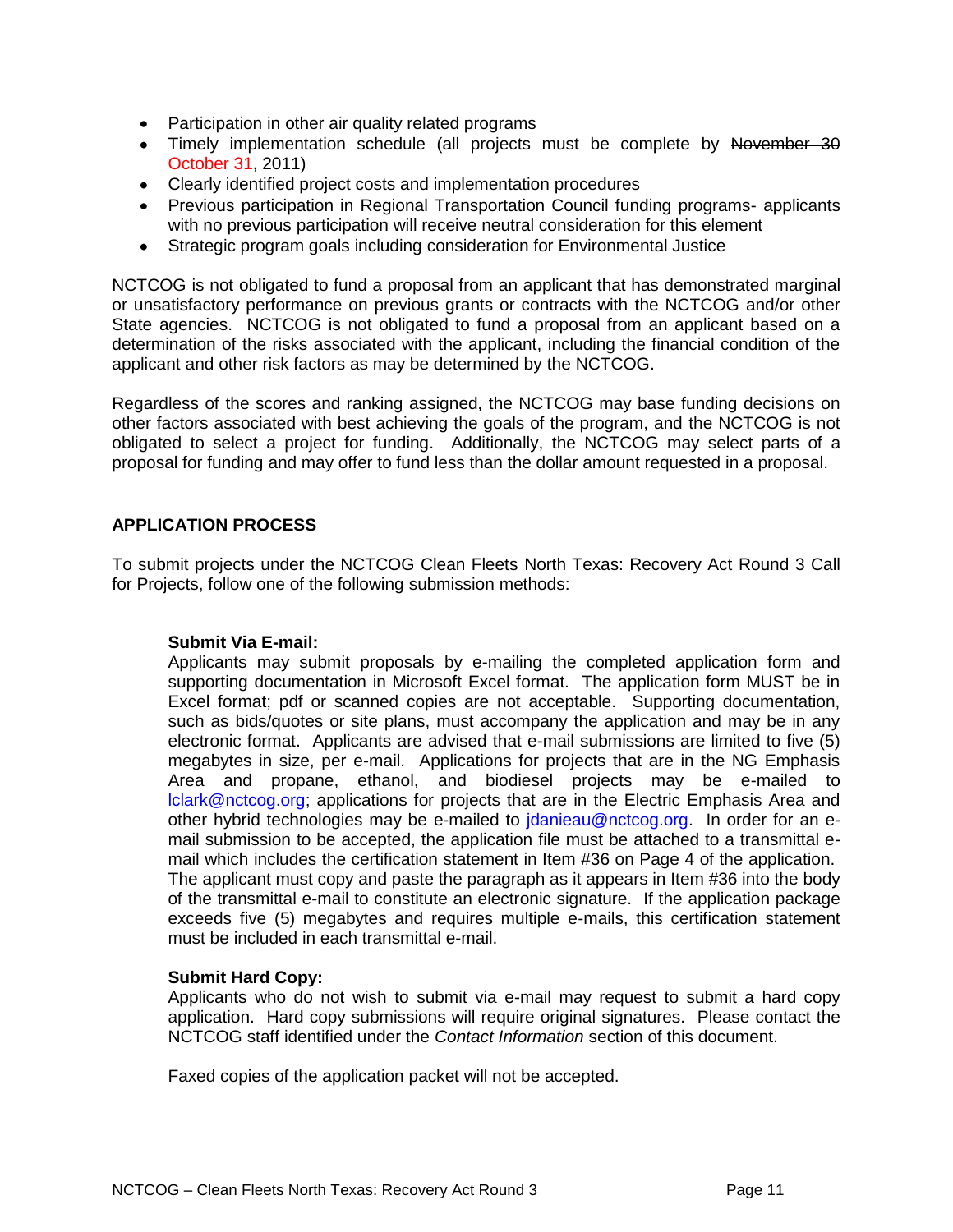- Participation in other air quality related programs
- Timely implementation schedule (all projects must be complete by ~~November 30~~ October 31, 2011)
- Clearly identified project costs and implementation procedures
- Previous participation in Regional Transportation Council funding programs- applicants with no previous participation will receive neutral consideration for this element
- Strategic program goals including consideration for Environmental Justice

NCTCOG is not obligated to fund a proposal from an applicant that has demonstrated marginal or unsatisfactory performance on previous grants or contracts with the NCTCOG and/or other State agencies. NCTCOG is not obligated to fund a proposal from an applicant based on a determination of the risks associated with the applicant, including the financial condition of the applicant and other risk factors as may be determined by the NCTCOG.

Regardless of the scores and ranking assigned, the NCTCOG may base funding decisions on other factors associated with best achieving the goals of the program, and the NCTCOG is not obligated to select a project for funding. Additionally, the NCTCOG may select parts of a proposal for funding and may offer to fund less than the dollar amount requested in a proposal.

**APPLICATION PROCESS**

To submit projects under the NCTCOG Clean Fleets North Texas: Recovery Act Round 3 Call for Projects, follow one of the following submission methods:

**Submit Via E-mail:**
Applicants may submit proposals by e-mailing the completed application form and supporting documentation in Microsoft Excel format. The application form MUST be in Excel format; pdf or scanned copies are not acceptable. Supporting documentation, such as bids/quotes or site plans, must accompany the application and may be in any electronic format. Applicants are advised that e-mail submissions are limited to five (5) megabytes in size, per e-mail. Applications for projects that are in the NG Emphasis Area and propane, ethanol, and biodiesel projects may be e-mailed to lclark@nctcog.org; applications for projects that are in the Electric Emphasis Area and other hybrid technologies may be e-mailed to jdanieau@nctcog.org. In order for an e-mail submission to be accepted, the application file must be attached to a transmittal e-mail which includes the certification statement in Item #36 on Page 4 of the application. The applicant must copy and paste the paragraph as it appears in Item #36 into the body of the transmittal e-mail to constitute an electronic signature. If the application package exceeds five (5) megabytes and requires multiple e-mails, this certification statement must be included in each transmittal e-mail.

**Submit Hard Copy:**
Applicants who do not wish to submit via e-mail may request to submit a hard copy application. Hard copy submissions will require original signatures. Please contact the NCTCOG staff identified under the *Contact Information* section of this document.

Faxed copies of the application packet will not be accepted.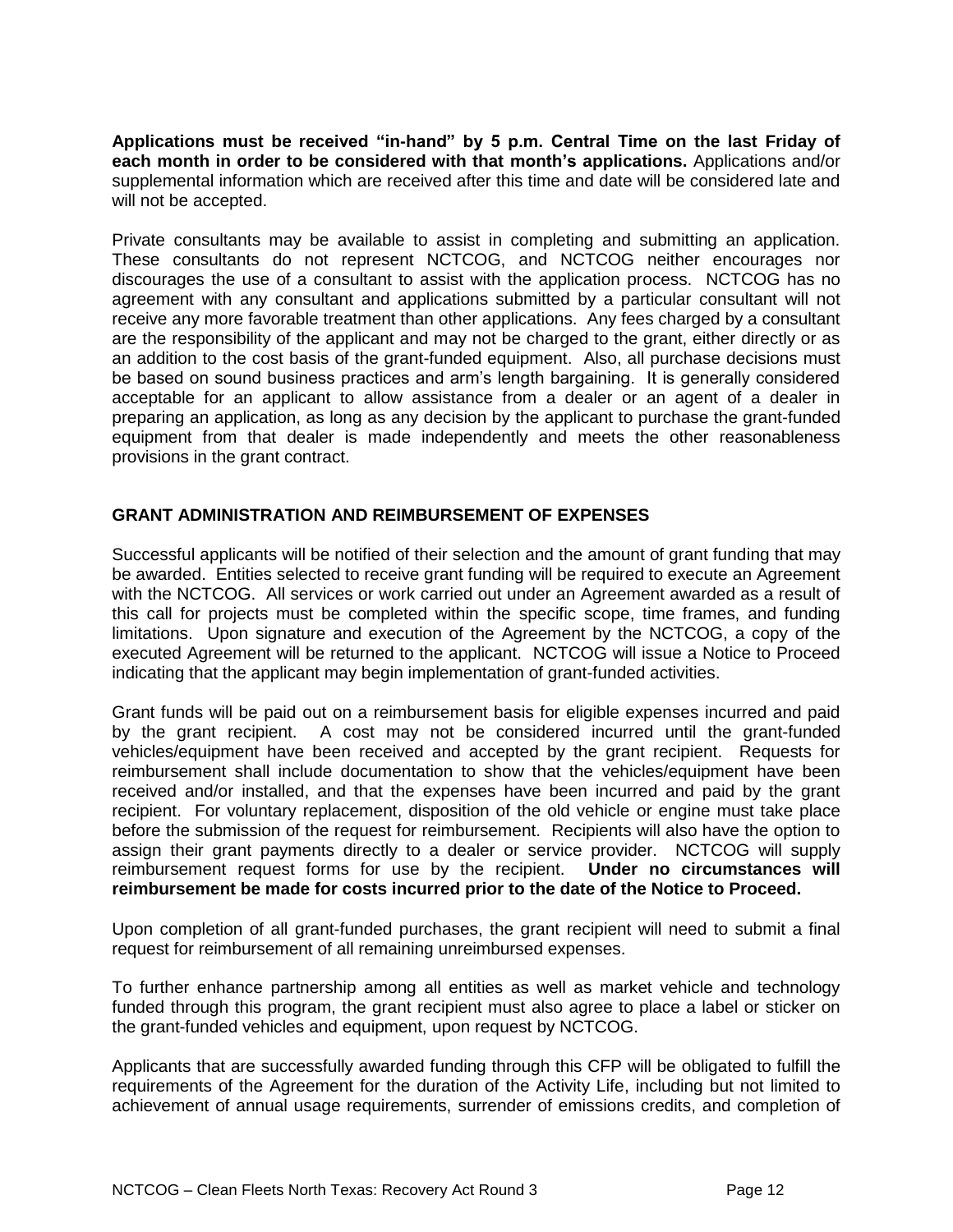**Applications must be received "in-hand" by 5 p.m. Central Time on the last Friday of each month in order to be considered with that month's applications.** Applications and/or supplemental information which are received after this time and date will be considered late and will not be accepted.

Private consultants may be available to assist in completing and submitting an application. These consultants do not represent NCTCOG, and NCTCOG neither encourages nor discourages the use of a consultant to assist with the application process. NCTCOG has no agreement with any consultant and applications submitted by a particular consultant will not receive any more favorable treatment than other applications. Any fees charged by a consultant are the responsibility of the applicant and may not be charged to the grant, either directly or as an addition to the cost basis of the grant-funded equipment. Also, all purchase decisions must be based on sound business practices and arm's length bargaining. It is generally considered acceptable for an applicant to allow assistance from a dealer or an agent of a dealer in preparing an application, as long as any decision by the applicant to purchase the grant-funded equipment from that dealer is made independently and meets the other reasonableness provisions in the grant contract.

## GRANT ADMINISTRATION AND REIMBURSEMENT OF EXPENSES

Successful applicants will be notified of their selection and the amount of grant funding that may be awarded. Entities selected to receive grant funding will be required to execute an Agreement with the NCTCOG. All services or work carried out under an Agreement awarded as a result of this call for projects must be completed within the specific scope, time frames, and funding limitations. Upon signature and execution of the Agreement by the NCTCOG, a copy of the executed Agreement will be returned to the applicant. NCTCOG will issue a Notice to Proceed indicating that the applicant may begin implementation of grant-funded activities.

Grant funds will be paid out on a reimbursement basis for eligible expenses incurred and paid by the grant recipient. A cost may not be considered incurred until the grant-funded vehicles/equipment have been received and accepted by the grant recipient. Requests for reimbursement shall include documentation to show that the vehicles/equipment have been received and/or installed, and that the expenses have been incurred and paid by the grant recipient. For voluntary replacement, disposition of the old vehicle or engine must take place before the submission of the request for reimbursement. Recipients will also have the option to assign their grant payments directly to a dealer or service provider. NCTCOG will supply reimbursement request forms for use by the recipient. **Under no circumstances will reimbursement be made for costs incurred prior to the date of the Notice to Proceed.**

Upon completion of all grant-funded purchases, the grant recipient will need to submit a final request for reimbursement of all remaining unreimbursed expenses.

To further enhance partnership among all entities as well as market vehicle and technology funded through this program, the grant recipient must also agree to place a label or sticker on the grant-funded vehicles and equipment, upon request by NCTCOG.

Applicants that are successfully awarded funding through this CFP will be obligated to fulfill the requirements of the Agreement for the duration of the Activity Life, including but not limited to achievement of annual usage requirements, surrender of emissions credits, and completion of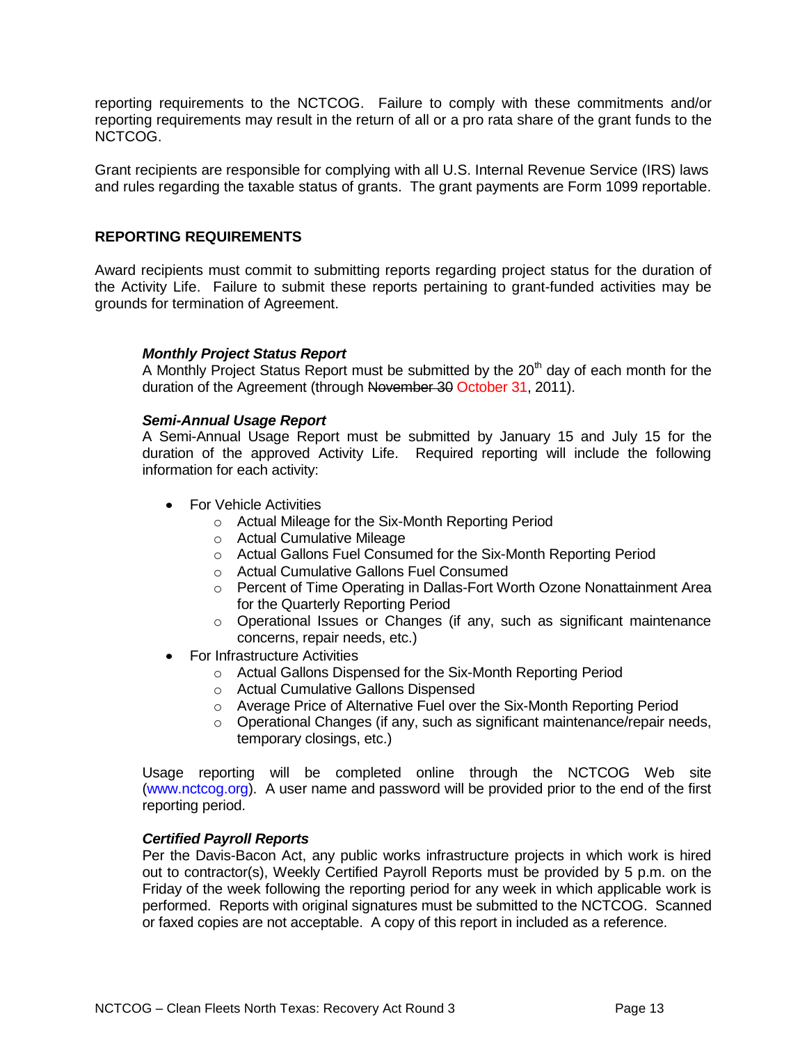reporting requirements to the NCTCOG. Failure to comply with these commitments and/or reporting requirements may result in the return of all or a pro rata share of the grant funds to the NCTCOG.

Grant recipients are responsible for complying with all U.S. Internal Revenue Service (IRS) laws and rules regarding the taxable status of grants. The grant payments are Form 1099 reportable.

## REPORTING REQUIREMENTS

Award recipients must commit to submitting reports regarding project status for the duration of the Activity Life. Failure to submit these reports pertaining to grant-funded activities may be grounds for termination of Agreement.

***Monthly Project Status Report***

A Monthly Project Status Report must be submitted by the 20th day of each month for the duration of the Agreement (through ~~November 30~~ October 31, 2011).

***Semi-Annual Usage Report***

A Semi-Annual Usage Report must be submitted by January 15 and July 15 for the duration of the approved Activity Life. Required reporting will include the following information for each activity:

- For Vehicle Activities
  - Actual Mileage for the Six-Month Reporting Period
  - Actual Cumulative Mileage
  - Actual Gallons Fuel Consumed for the Six-Month Reporting Period
  - Actual Cumulative Gallons Fuel Consumed
  - Percent of Time Operating in Dallas-Fort Worth Ozone Nonattainment Area for the Quarterly Reporting Period
  - Operational Issues or Changes (if any, such as significant maintenance concerns, repair needs, etc.)
- For Infrastructure Activities
  - Actual Gallons Dispensed for the Six-Month Reporting Period
  - Actual Cumulative Gallons Dispensed
  - Average Price of Alternative Fuel over the Six-Month Reporting Period
  - Operational Changes (if any, such as significant maintenance/repair needs, temporary closings, etc.)

Usage reporting will be completed online through the NCTCOG Web site (www.nctcog.org). A user name and password will be provided prior to the end of the first reporting period.

***Certified Payroll Reports***

Per the Davis-Bacon Act, any public works infrastructure projects in which work is hired out to contractor(s), Weekly Certified Payroll Reports must be provided by 5 p.m. on the Friday of the week following the reporting period for any week in which applicable work is performed. Reports with original signatures must be submitted to the NCTCOG. Scanned or faxed copies are not acceptable. A copy of this report in included as a reference.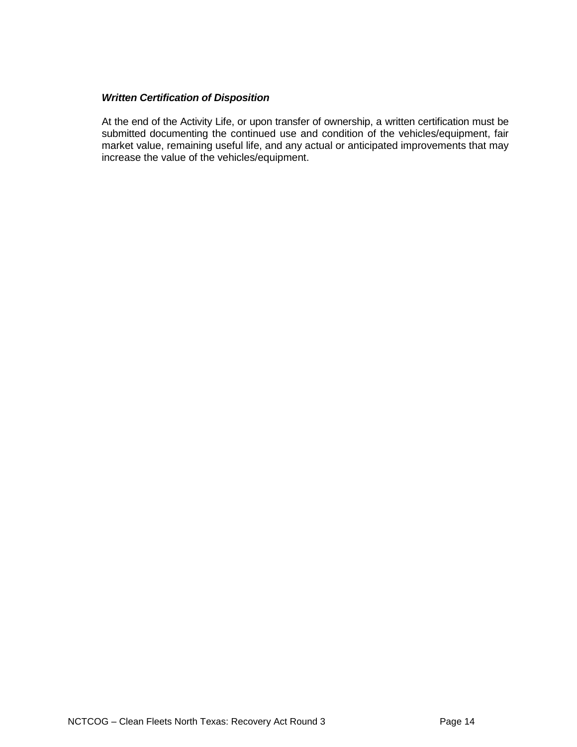***Written Certification of Disposition***

At the end of the Activity Life, or upon transfer of ownership, a written certification must be submitted documenting the continued use and condition of the vehicles/equipment, fair market value, remaining useful life, and any actual or anticipated improvements that may increase the value of the vehicles/equipment.